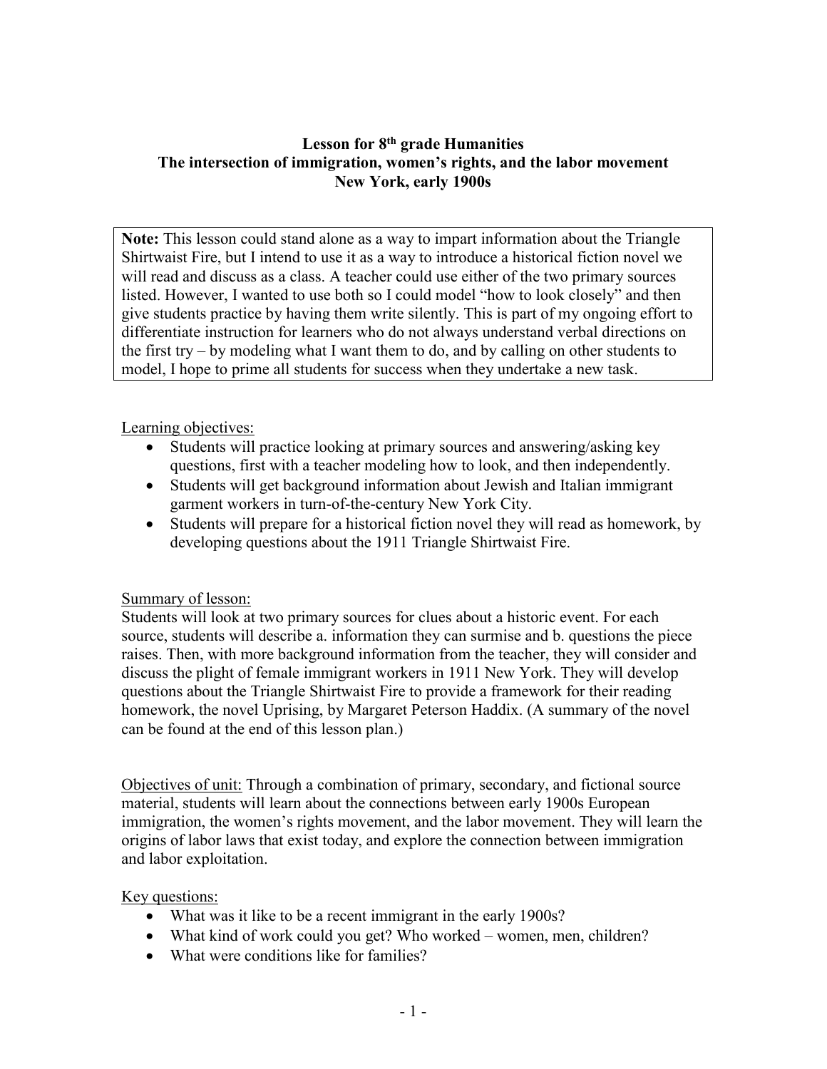# Lesson for 8th grade Humanities
## The intersection of immigration, women's rights, and the labor movement
## New York, early 1900s

**Note:** This lesson could stand alone as a way to impart information about the Triangle Shirtwaist Fire, but I intend to use it as a way to introduce a historical fiction novel we will read and discuss as a class. A teacher could use either of the two primary sources listed. However, I wanted to use both so I could model "how to look closely" and then give students practice by having them write silently. This is part of my ongoing effort to differentiate instruction for learners who do not always understand verbal directions on the first try – by modeling what I want them to do, and by calling on other students to model, I hope to prime all students for success when they undertake a new task.

Learning objectives:

- Students will practice looking at primary sources and answering/asking key questions, first with a teacher modeling how to look, and then independently.
- Students will get background information about Jewish and Italian immigrant garment workers in turn-of-the-century New York City.
- Students will prepare for a historical fiction novel they will read as homework, by developing questions about the 1911 Triangle Shirtwaist Fire.

Summary of lesson:

Students will look at two primary sources for clues about a historic event. For each source, students will describe a. information they can surmise and b. questions the piece raises. Then, with more background information from the teacher, they will consider and discuss the plight of female immigrant workers in 1911 New York. They will develop questions about the Triangle Shirtwaist Fire to provide a framework for their reading homework, the novel Uprising, by Margaret Peterson Haddix. (A summary of the novel can be found at the end of this lesson plan.)

Objectives of unit: Through a combination of primary, secondary, and fictional source material, students will learn about the connections between early 1900s European immigration, the women's rights movement, and the labor movement. They will learn the origins of labor laws that exist today, and explore the connection between immigration and labor exploitation.

Key questions:

- What was it like to be a recent immigrant in the early 1900s?
- What kind of work could you get? Who worked – women, men, children?
- What were conditions like for families?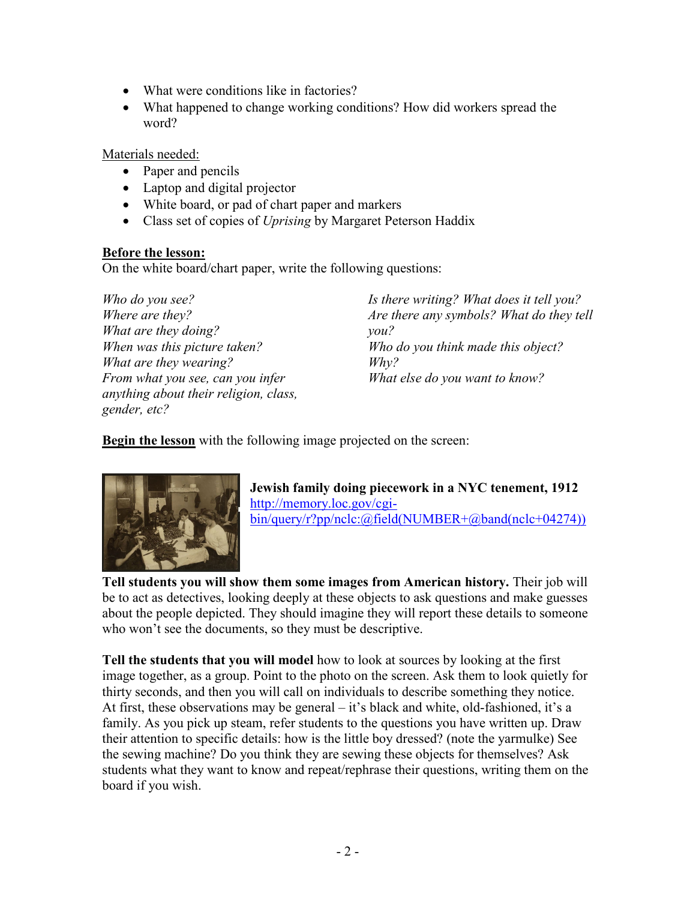- What were conditions like in factories?
- What happened to change working conditions? How did workers spread the word?

Materials needed:

- Paper and pencils
- Laptop and digital projector
- White board, or pad of chart paper and markers
- Class set of copies of *Uprising* by Margaret Peterson Haddix

**Before the lesson:**

On the white board/chart paper, write the following questions:

*Who do you see?*
*Where are they?*
*What are they doing?*
*When was this picture taken?*
*What are they wearing?*
*From what you see, can you infer anything about their religion, class, gender, etc?*

*Is there writing? What does it tell you?*
*Are there any symbols? What do they tell you?*
*Who do you think made this object? Why?*
*What else do you want to know?*

**Begin the lesson** with the following image projected on the screen:

**Jewish family doing piecework in a NYC tenement, 1912**
http://memory.loc.gov/cgi-bin/query/r?pp/nclc:@field(NUMBER+@band(nclc+04274))

**Tell students you will show them some images from American history.** Their job will be to act as detectives, looking deeply at these objects to ask questions and make guesses about the people depicted. They should imagine they will report these details to someone who won't see the documents, so they must be descriptive.

**Tell the students that you will model** how to look at sources by looking at the first image together, as a group. Point to the photo on the screen. Ask them to look quietly for thirty seconds, and then you will call on individuals to describe something they notice. At first, these observations may be general – it's black and white, old-fashioned, it's a family. As you pick up steam, refer students to the questions you have written up. Draw their attention to specific details: how is the little boy dressed? (note the yarmulke) See the sewing machine? Do you think they are sewing these objects for themselves? Ask students what they want to know and repeat/rephrase their questions, writing them on the board if you wish.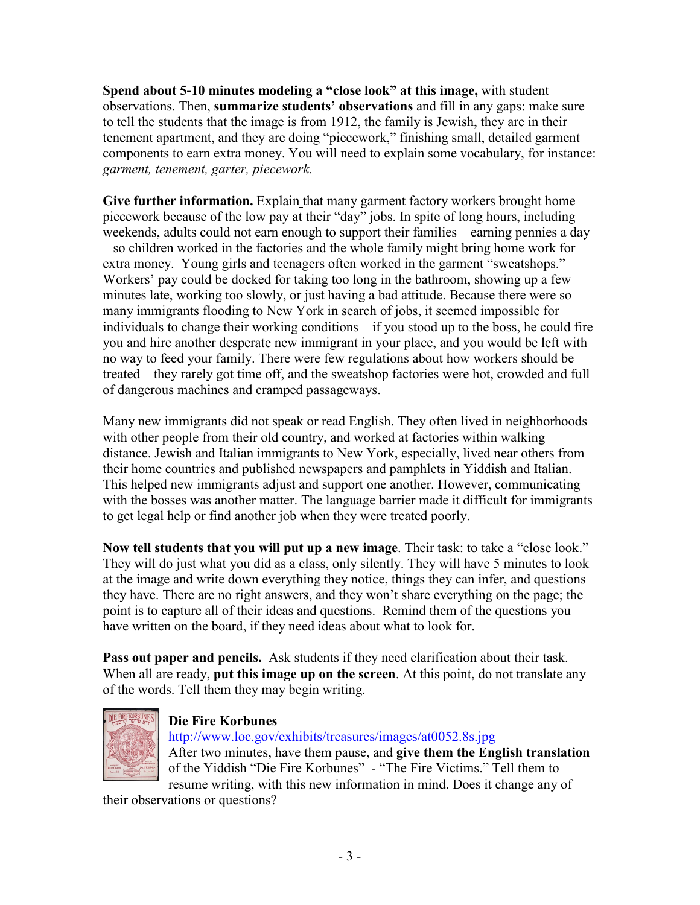**Spend about 5-10 minutes modeling a "close look" at this image,** with student observations. Then, **summarize students' observations** and fill in any gaps: make sure to tell the students that the image is from 1912, the family is Jewish, they are in their tenement apartment, and they are doing "piecework," finishing small, detailed garment components to earn extra money. You will need to explain some vocabulary, for instance: *garment, tenement, garter, piecework.*

**Give further information.** Explain that many garment factory workers brought home piecework because of the low pay at their "day" jobs. In spite of long hours, including weekends, adults could not earn enough to support their families – earning pennies a day – so children worked in the factories and the whole family might bring home work for extra money. Young girls and teenagers often worked in the garment "sweatshops." Workers' pay could be docked for taking too long in the bathroom, showing up a few minutes late, working too slowly, or just having a bad attitude. Because there were so many immigrants flooding to New York in search of jobs, it seemed impossible for individuals to change their working conditions – if you stood up to the boss, he could fire you and hire another desperate new immigrant in your place, and you would be left with no way to feed your family. There were few regulations about how workers should be treated – they rarely got time off, and the sweatshop factories were hot, crowded and full of dangerous machines and cramped passageways.

Many new immigrants did not speak or read English. They often lived in neighborhoods with other people from their old country, and worked at factories within walking distance. Jewish and Italian immigrants to New York, especially, lived near others from their home countries and published newspapers and pamphlets in Yiddish and Italian. This helped new immigrants adjust and support one another. However, communicating with the bosses was another matter. The language barrier made it difficult for immigrants to get legal help or find another job when they were treated poorly.

**Now tell students that you will put up a new image**. Their task: to take a "close look." They will do just what you did as a class, only silently. They will have 5 minutes to look at the image and write down everything they notice, things they can infer, and questions they have. There are no right answers, and they won't share everything on the page; the point is to capture all of their ideas and questions. Remind them of the questions you have written on the board, if they need ideas about what to look for.

**Pass out paper and pencils.** Ask students if they need clarification about their task. When all are ready, **put this image up on the screen**. At this point, do not translate any of the words. Tell them they may begin writing.

**Die Fire Korbunes**
http://www.loc.gov/exhibits/treasures/images/at0052.8s.jpg
After two minutes, have them pause, and **give them the English translation** of the Yiddish "Die Fire Korbunes" - "The Fire Victims." Tell them to resume writing, with this new information in mind. Does it change any of their observations or questions?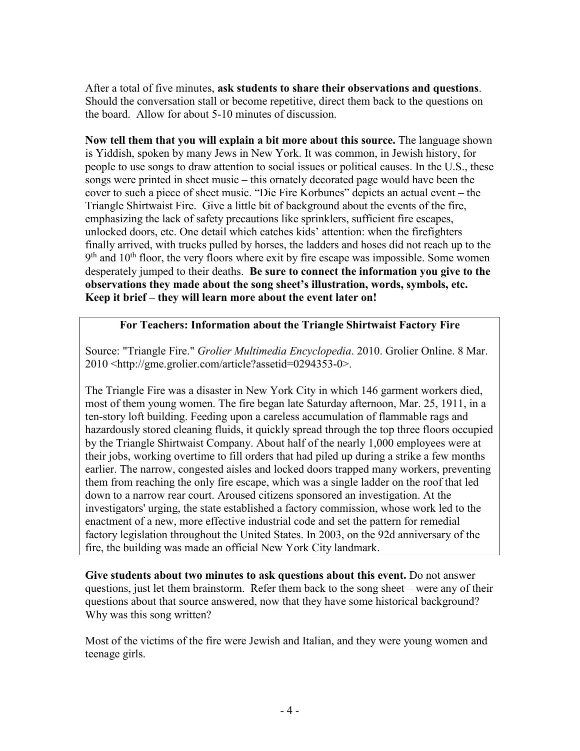After a total of five minutes, **ask students to share their observations and questions**. Should the conversation stall or become repetitive, direct them back to the questions on the board. Allow for about 5-10 minutes of discussion.

**Now tell them that you will explain a bit more about this source.** The language shown is Yiddish, spoken by many Jews in New York. It was common, in Jewish history, for people to use songs to draw attention to social issues or political causes. In the U.S., these songs were printed in sheet music – this ornately decorated page would have been the cover to such a piece of sheet music. "Die Fire Korbunes" depicts an actual event – the Triangle Shirtwaist Fire. Give a little bit of background about the events of the fire, emphasizing the lack of safety precautions like sprinklers, sufficient fire escapes, unlocked doors, etc. One detail which catches kids' attention: when the firefighters finally arrived, with trucks pulled by horses, the ladders and hoses did not reach up to the 9th and 10th floor, the very floors where exit by fire escape was impossible. Some women desperately jumped to their deaths. **Be sure to connect the information you give to the observations they made about the song sheet's illustration, words, symbols, etc. Keep it brief – they will learn more about the event later on!**

**For Teachers: Information about the Triangle Shirtwaist Factory Fire**

Source: "Triangle Fire." *Grolier Multimedia Encyclopedia*. 2010. Grolier Online. 8 Mar. 2010 <http://gme.grolier.com/article?assetid=0294353-0>.

The Triangle Fire was a disaster in New York City in which 146 garment workers died, most of them young women. The fire began late Saturday afternoon, Mar. 25, 1911, in a ten-story loft building. Feeding upon a careless accumulation of flammable rags and hazardously stored cleaning fluids, it quickly spread through the top three floors occupied by the Triangle Shirtwaist Company. About half of the nearly 1,000 employees were at their jobs, working overtime to fill orders that had piled up during a strike a few months earlier. The narrow, congested aisles and locked doors trapped many workers, preventing them from reaching the only fire escape, which was a single ladder on the roof that led down to a narrow rear court. Aroused citizens sponsored an investigation. At the investigators' urging, the state established a factory commission, whose work led to the enactment of a new, more effective industrial code and set the pattern for remedial factory legislation throughout the United States. In 2003, on the 92d anniversary of the fire, the building was made an official New York City landmark.

**Give students about two minutes to ask questions about this event.** Do not answer questions, just let them brainstorm. Refer them back to the song sheet – were any of their questions about that source answered, now that they have some historical background? Why was this song written?

Most of the victims of the fire were Jewish and Italian, and they were young women and teenage girls.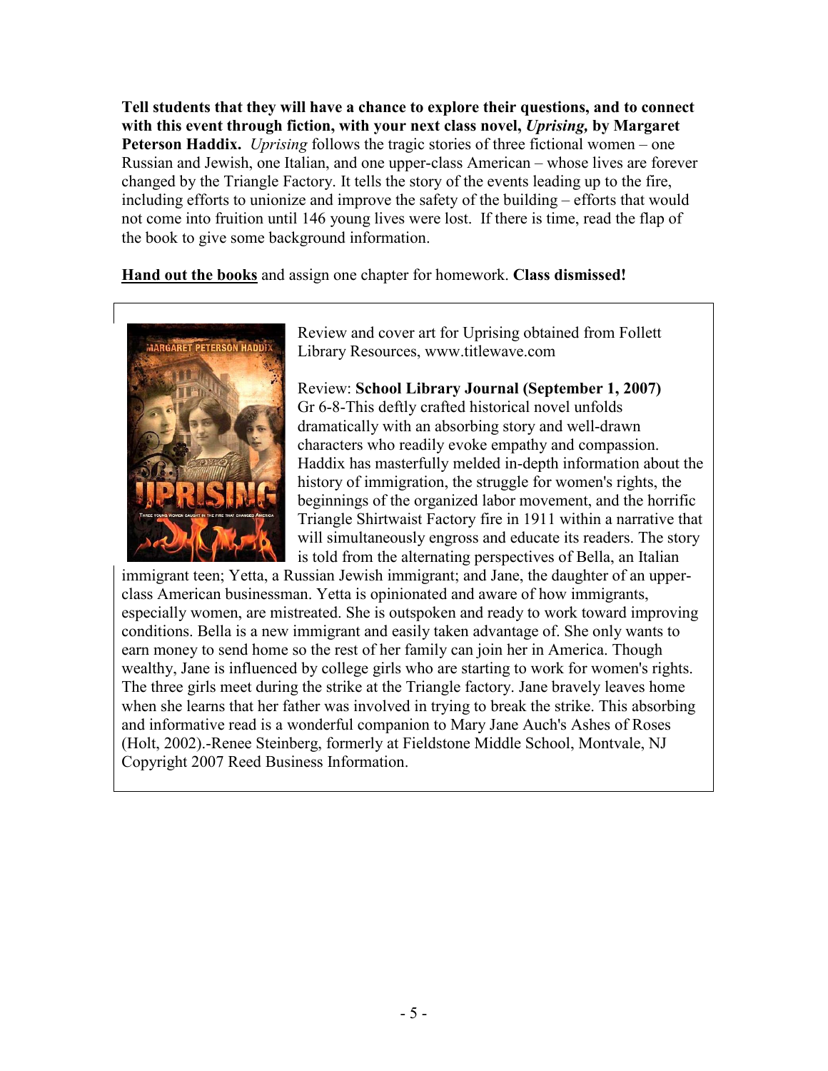**Tell students that they will have a chance to explore their questions, and to connect with this event through fiction, with your next class novel, *Uprising,* by Margaret Peterson Haddix.** *Uprising* follows the tragic stories of three fictional women – one Russian and Jewish, one Italian, and one upper-class American – whose lives are forever changed by the Triangle Factory. It tells the story of the events leading up to the fire, including efforts to unionize and improve the safety of the building – efforts that would not come into fruition until 146 young lives were lost. If there is time, read the flap of the book to give some background information.

**Hand out the books** and assign one chapter for homework. **Class dismissed!**

Review and cover art for Uprising obtained from Follett Library Resources, www.titlewave.com

Review: **School Library Journal (September 1, 2007)**
Gr 6-8-This deftly crafted historical novel unfolds dramatically with an absorbing story and well-drawn characters who readily evoke empathy and compassion. Haddix has masterfully melded in-depth information about the history of immigration, the struggle for women's rights, the beginnings of the organized labor movement, and the horrific Triangle Shirtwaist Factory fire in 1911 within a narrative that will simultaneously engross and educate its readers. The story is told from the alternating perspectives of Bella, an Italian immigrant teen; Yetta, a Russian Jewish immigrant; and Jane, the daughter of an upper-class American businessman. Yetta is opinionated and aware of how immigrants, especially women, are mistreated. She is outspoken and ready to work toward improving conditions. Bella is a new immigrant and easily taken advantage of. She only wants to earn money to send home so the rest of her family can join her in America. Though wealthy, Jane is influenced by college girls who are starting to work for women's rights. The three girls meet during the strike at the Triangle factory. Jane bravely leaves home when she learns that her father was involved in trying to break the strike. This absorbing and informative read is a wonderful companion to Mary Jane Auch's Ashes of Roses (Holt, 2002).-Renee Steinberg, formerly at Fieldstone Middle School, Montvale, NJ
Copyright 2007 Reed Business Information.